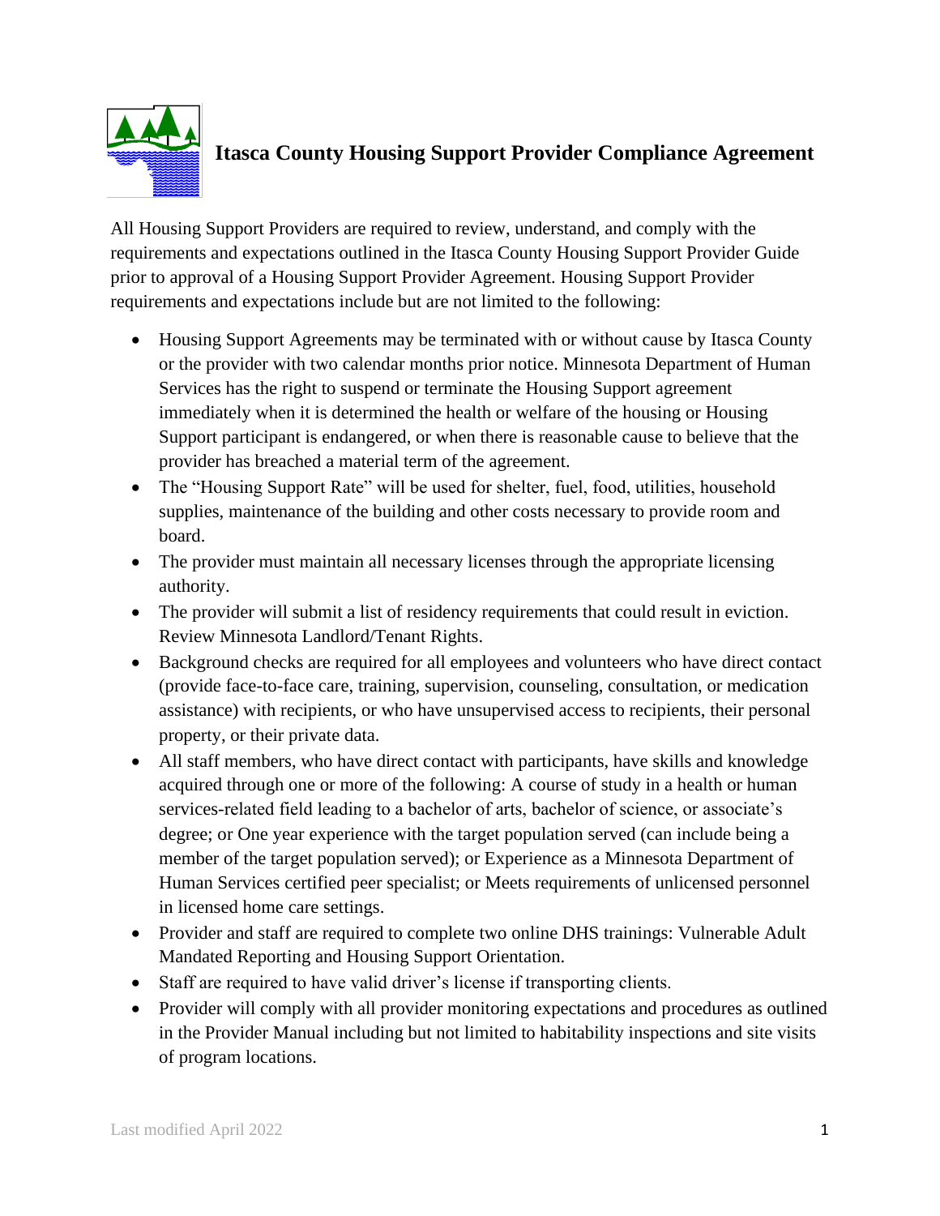# Itasca County Housing Support Provider Compliance Agreement

All Housing Support Providers are required to review, understand, and comply with the requirements and expectations outlined in the Itasca County Housing Support Provider Guide prior to approval of a Housing Support Provider Agreement. Housing Support Provider requirements and expectations include but are not limited to the following:

- Housing Support Agreements may be terminated with or without cause by Itasca County or the provider with two calendar months prior notice. Minnesota Department of Human Services has the right to suspend or terminate the Housing Support agreement immediately when it is determined the health or welfare of the housing or Housing Support participant is endangered, or when there is reasonable cause to believe that the provider has breached a material term of the agreement.
- The "Housing Support Rate" will be used for shelter, fuel, food, utilities, household supplies, maintenance of the building and other costs necessary to provide room and board.
- The provider must maintain all necessary licenses through the appropriate licensing authority.
- The provider will submit a list of residency requirements that could result in eviction. Review Minnesota Landlord/Tenant Rights.
- Background checks are required for all employees and volunteers who have direct contact (provide face-to-face care, training, supervision, counseling, consultation, or medication assistance) with recipients, or who have unsupervised access to recipients, their personal property, or their private data.
- All staff members, who have direct contact with participants, have skills and knowledge acquired through one or more of the following: A course of study in a health or human services-related field leading to a bachelor of arts, bachelor of science, or associate's degree; or One year experience with the target population served (can include being a member of the target population served); or Experience as a Minnesota Department of Human Services certified peer specialist; or Meets requirements of unlicensed personnel in licensed home care settings.
- Provider and staff are required to complete two online DHS trainings: Vulnerable Adult Mandated Reporting and Housing Support Orientation.
- Staff are required to have valid driver's license if transporting clients.
- Provider will comply with all provider monitoring expectations and procedures as outlined in the Provider Manual including but not limited to habitability inspections and site visits of program locations.

Last modified April 2022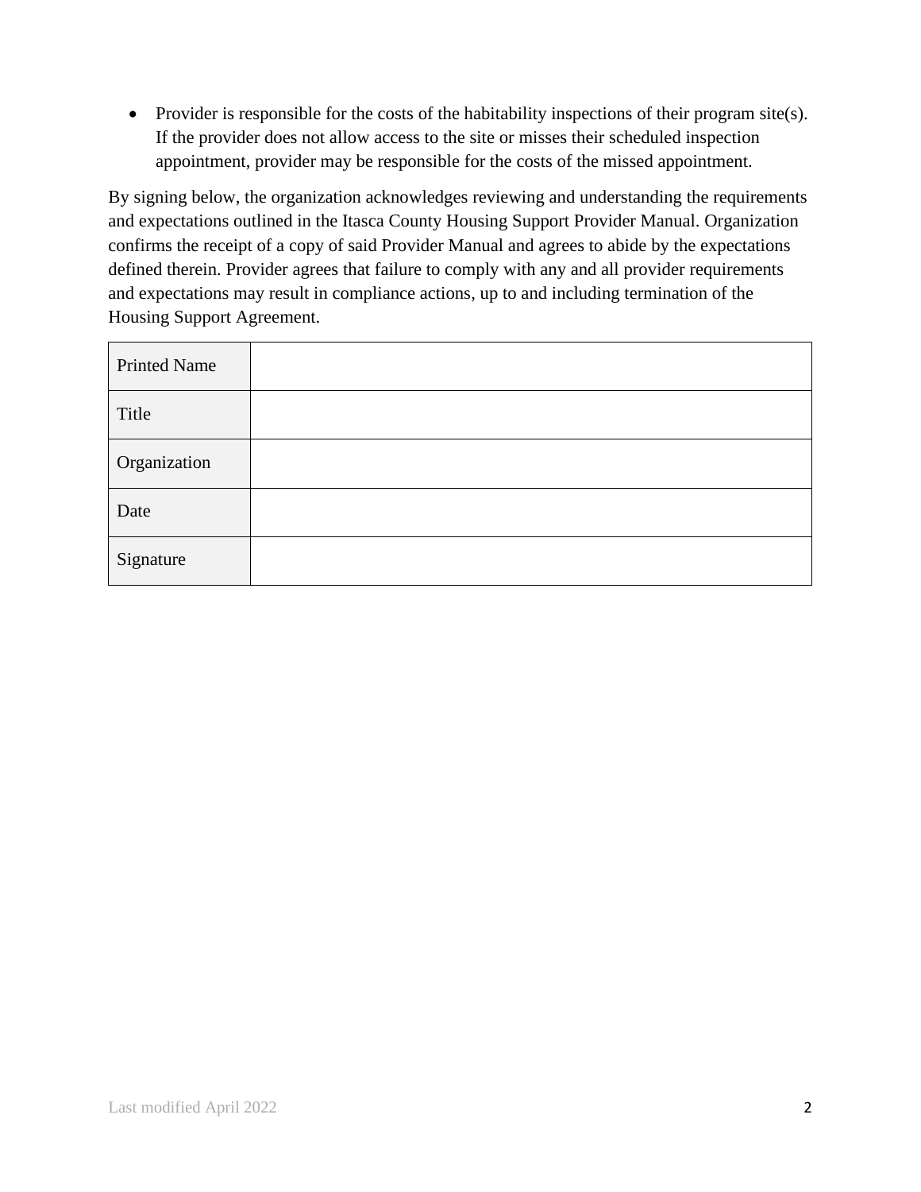- Provider is responsible for the costs of the habitability inspections of their program site(s). If the provider does not allow access to the site or misses their scheduled inspection appointment, provider may be responsible for the costs of the missed appointment.

By signing below, the organization acknowledges reviewing and understanding the requirements and expectations outlined in the Itasca County Housing Support Provider Manual. Organization confirms the receipt of a copy of said Provider Manual and agrees to abide by the expectations defined therein. Provider agrees that failure to comply with any and all provider requirements and expectations may result in compliance actions, up to and including termination of the Housing Support Agreement.

| | |
|---|---|
| Printed Name | |
| Title | |
| Organization | |
| Date | |
| Signature | |

Last modified April 2022